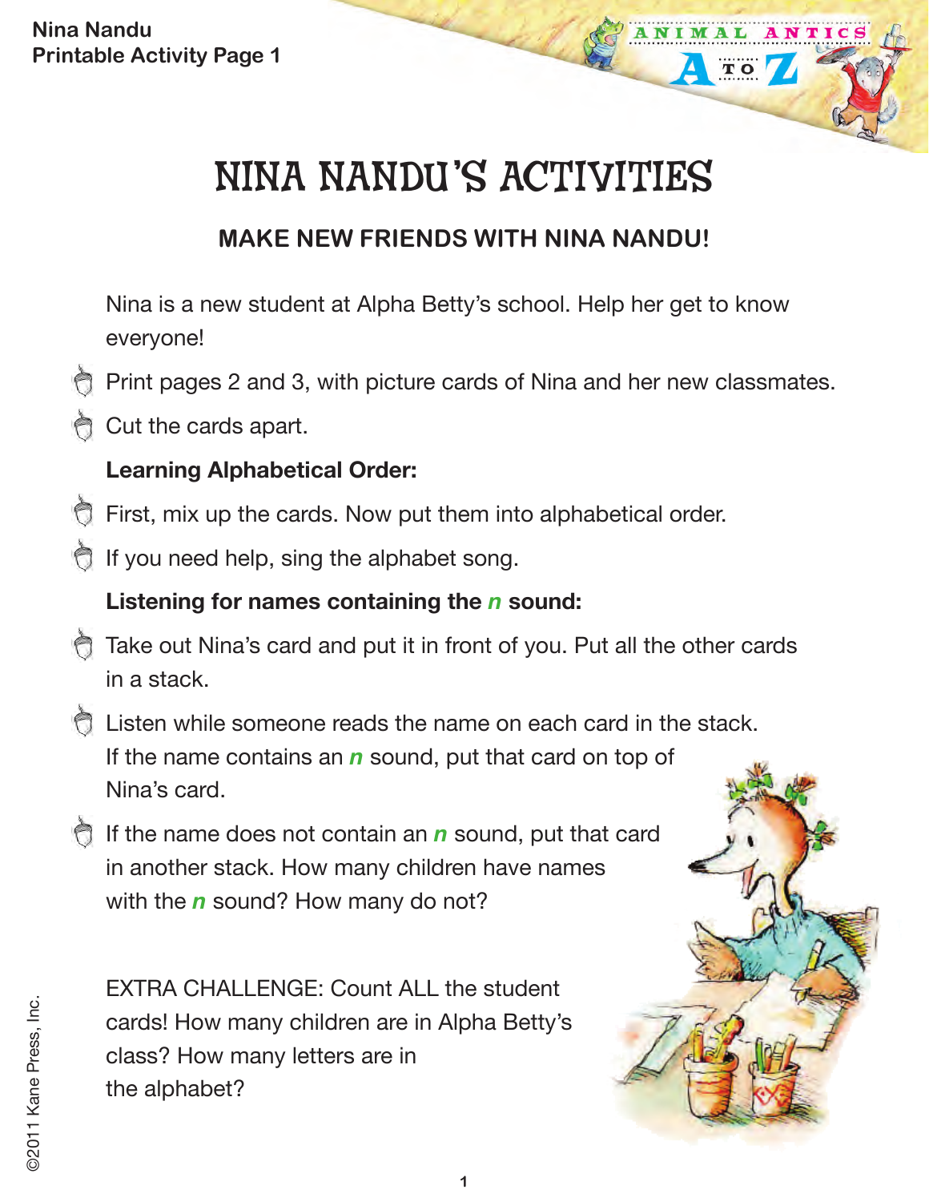# NINA NANDU'S ACTIVITIES

## MAKE NEW FRIENDS WITH NINA NANDU!

Nina is a new student at Alpha Betty's school. Help her get to know everyone!

- Print pages 2 and 3, with picture cards of Nina and her new classmates.
- Cut the cards apart.

**Learning Alphabetical Order:**

- First, mix up the cards. Now put them into alphabetical order.
- If you need help, sing the alphabet song.

**Listening for names containing the *n* sound:**

- Take out Nina's card and put it in front of you. Put all the other cards in a stack.
- Listen while someone reads the name on each card in the stack. If the name contains an ***n*** sound, put that card on top of Nina's card.
- If the name does not contain an ***n*** sound, put that card in another stack. How many children have names with the ***n*** sound? How many do not?

EXTRA CHALLENGE: Count ALL the student cards! How many children are in Alpha Betty's class? How many letters are in the alphabet?

©2011 Kane Press, Inc.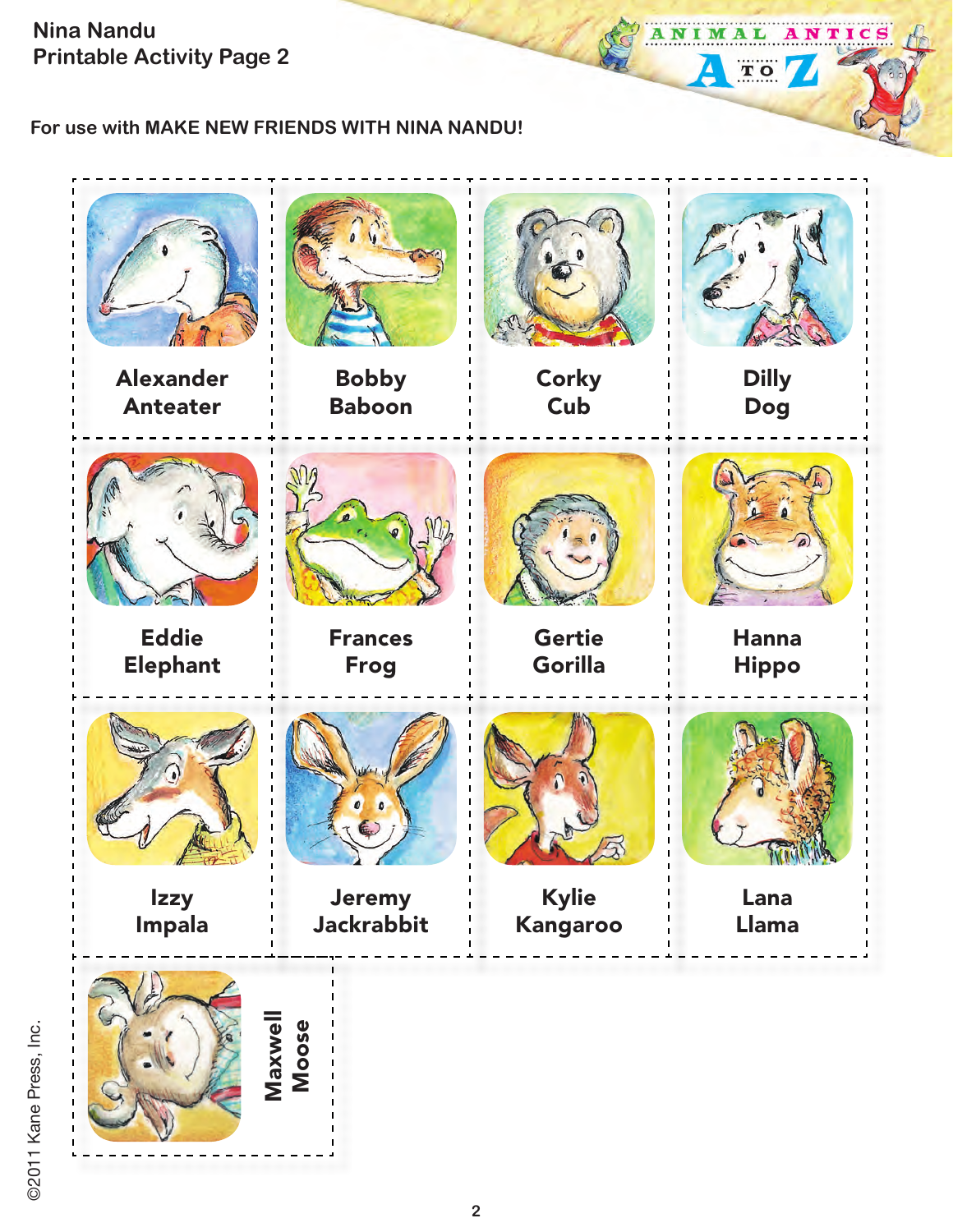Nina Nandu
Printable Activity Page 2

For use with **MAKE NEW FRIENDS WITH NINA NANDU!**

| | | | |
|---|---|---|---|
| Alexander Anteater | Bobby Baboon | Corky Cub | Dilly Dog |
| Eddie Elephant | Frances Frog | Gertie Gorilla | Hanna Hippo |
| Izzy Impala | Jeremy Jackrabbit | Kylie Kangaroo | Lana Llama |
| Maxwell Moose | | | |

©2011 Kane Press, Inc.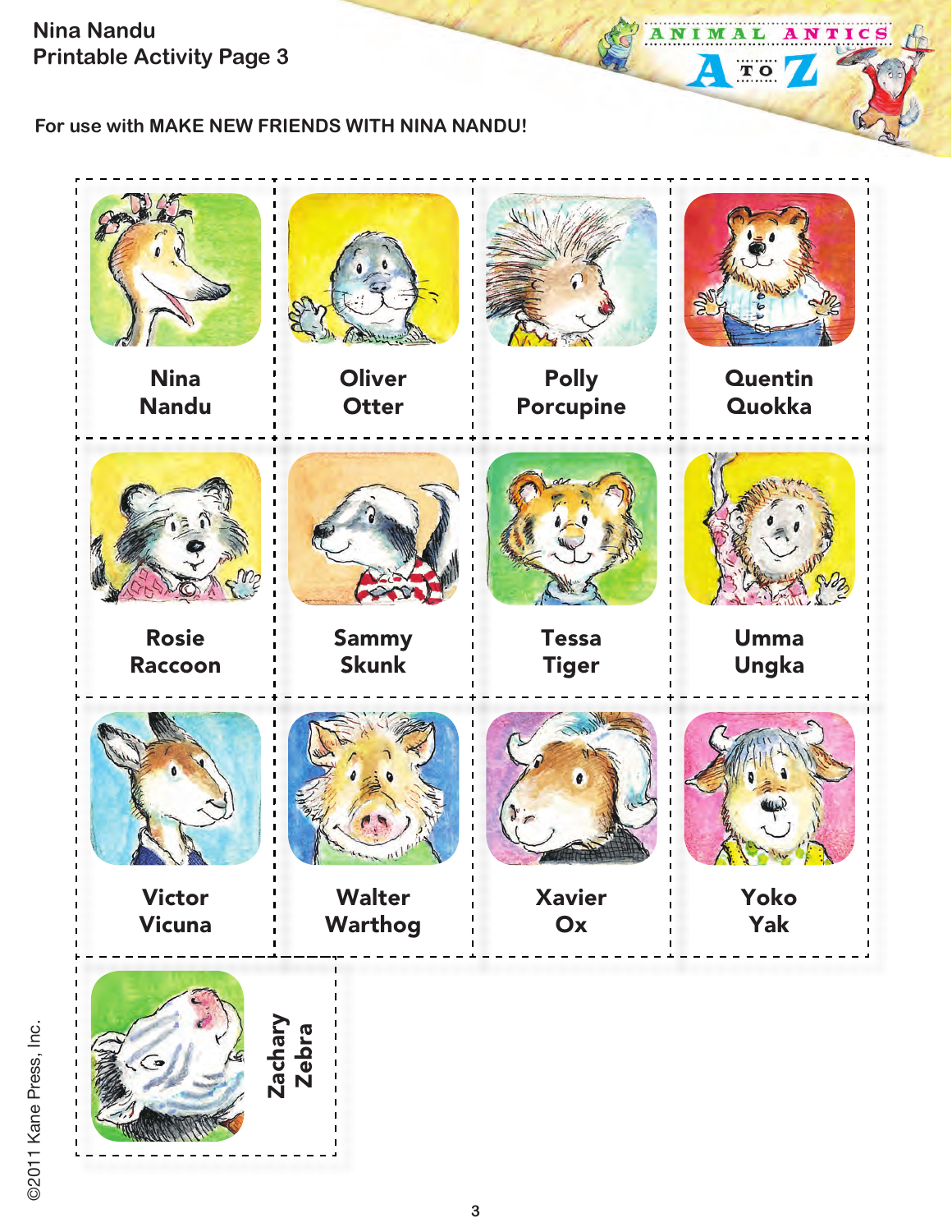Nina Nandu
Printable Activity Page 3

For use with MAKE NEW FRIENDS WITH NINA NANDU!

| | | | |
|---|---|---|---|
| Nina Nandu | Oliver Otter | Polly Porcupine | Quentin Quokka |
| Rosie Raccoon | Sammy Skunk | Tessa Tiger | Umma Ungka |
| Victor Vicuna | Walter Warthog | Xavier Ox | Yoko Yak |
| Zachary Zebra | | | |

©2011 Kane Press, Inc.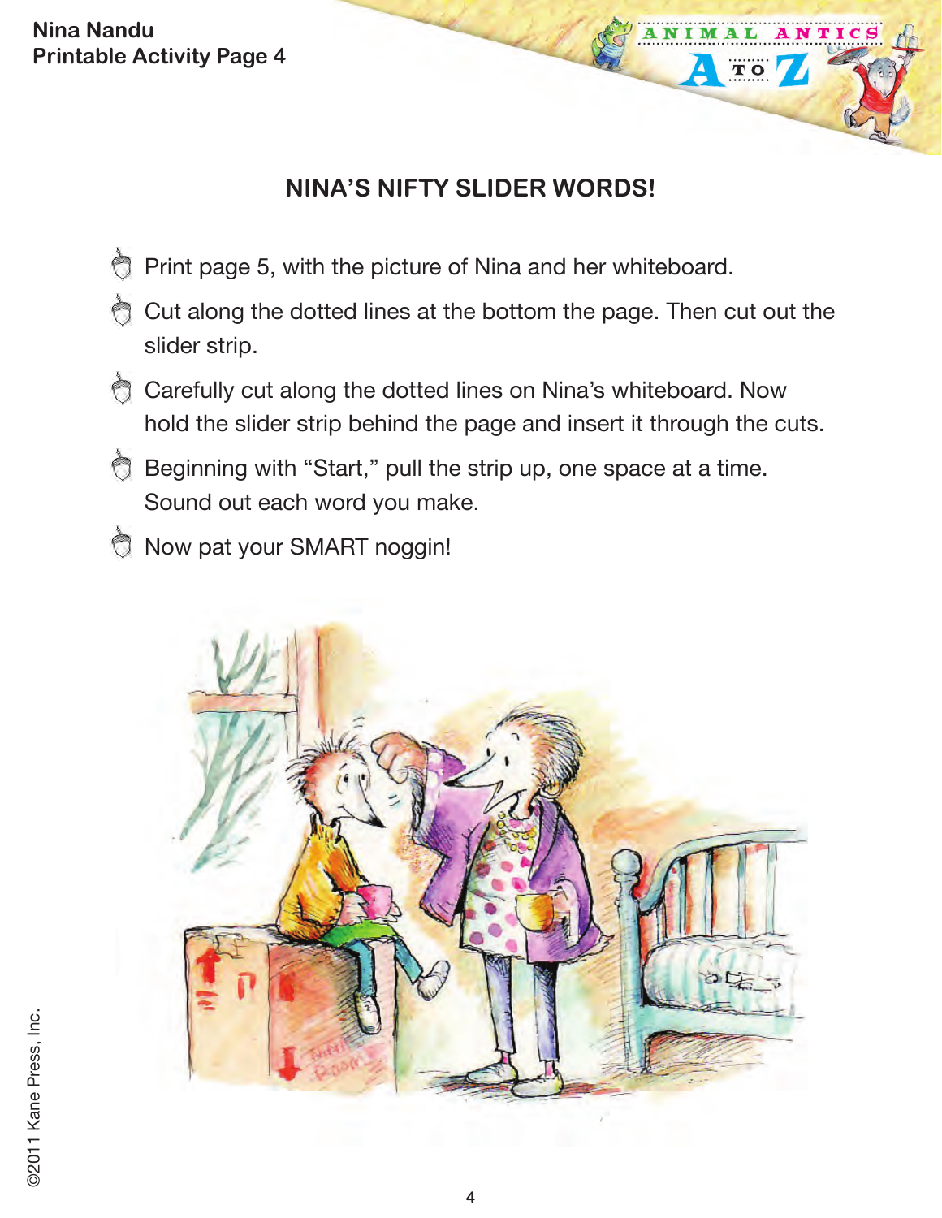Nina Nandu
Printable Activity Page 4

## NINA'S NIFTY SLIDER WORDS!

- Print page 5, with the picture of Nina and her whiteboard.
- Cut along the dotted lines at the bottom the page. Then cut out the slider strip.
- Carefully cut along the dotted lines on Nina's whiteboard. Now hold the slider strip behind the page and insert it through the cuts.
- Beginning with "Start," pull the strip up, one space at a time. Sound out each word you make.
- Now pat your SMART noggin!

©2011 Kane Press, Inc.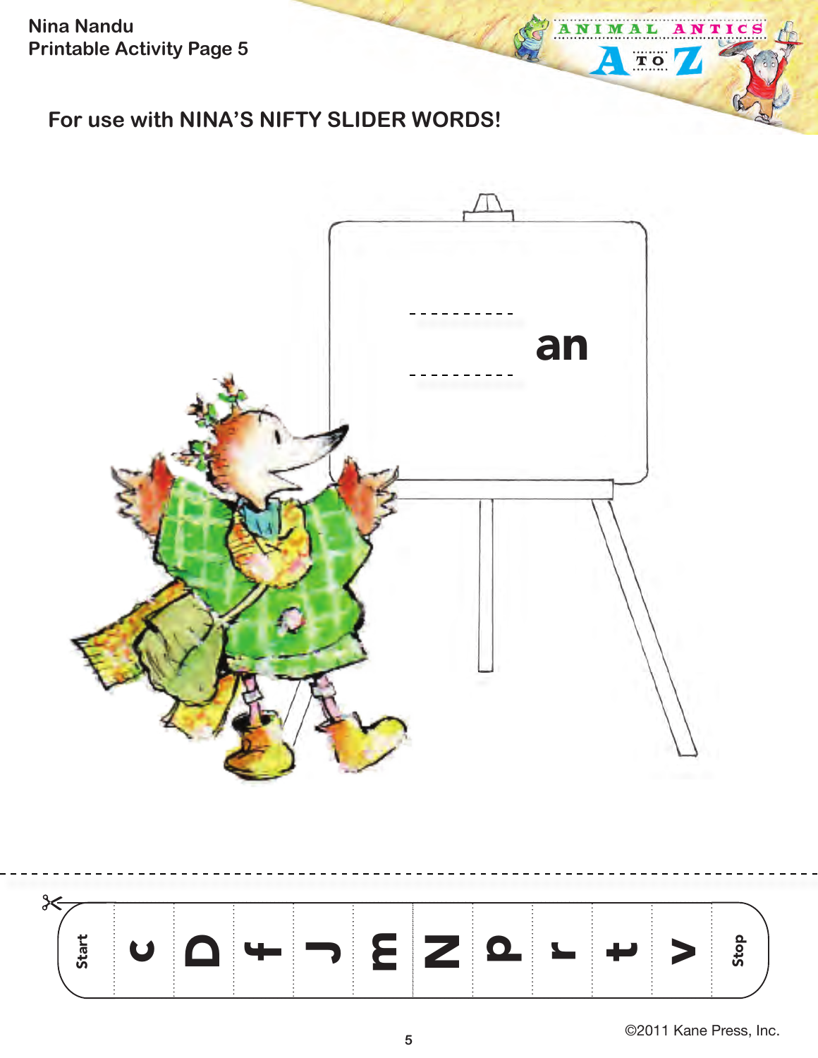Nina Nandu
Printable Activity Page 5

## For use with NINA'S NIFTY SLIDER WORDS!

______ an

| Start | c | b | f | j | m | n | p | r | t | v | Stop |
|---|---|---|---|---|---|---|---|---|---|---|---|

©2011 Kane Press, Inc.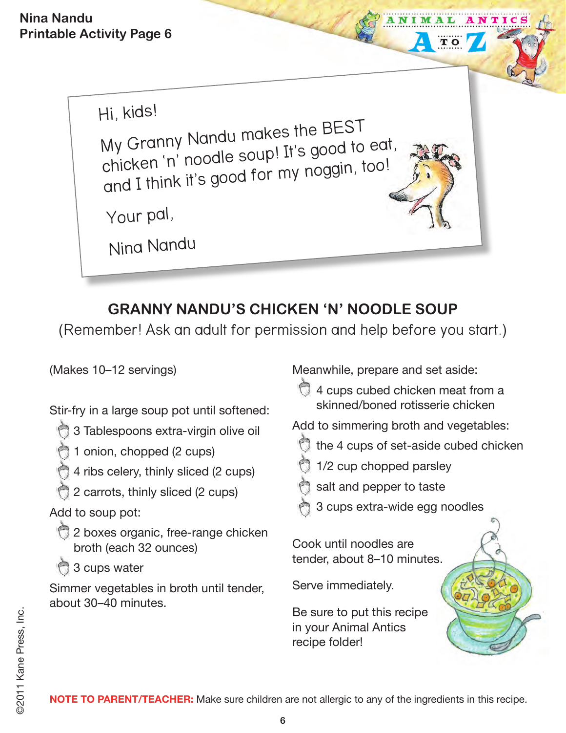Nina Nandu
Printable Activity Page 6

Hi, kids!

My Granny Nandu makes the BEST chicken 'n' noodle soup! It's good to eat, and I think it's good for my noggin, too!

Your pal,

Nina Nandu

## GRANNY NANDU'S CHICKEN 'N' NOODLE SOUP

(Remember! Ask an adult for permission and help before you start.)

(Makes 10–12 servings)

Stir-fry in a large soup pot until softened:

- 3 Tablespoons extra-virgin olive oil
- 1 onion, chopped (2 cups)
- 4 ribs celery, thinly sliced (2 cups)
- 2 carrots, thinly sliced (2 cups)

Add to soup pot:

- 2 boxes organic, free-range chicken broth (each 32 ounces)
- 3 cups water

Simmer vegetables in broth until tender, about 30–40 minutes.

Meanwhile, prepare and set aside:

- 4 cups cubed chicken meat from a skinned/boned rotisserie chicken

Add to simmering broth and vegetables:

- the 4 cups of set-aside cubed chicken
- 1/2 cup chopped parsley
- salt and pepper to taste
- 3 cups extra-wide egg noodles

Cook until noodles are tender, about 8–10 minutes.

Serve immediately.

Be sure to put this recipe in your Animal Antics recipe folder!

**NOTE TO PARENT/TEACHER:** Make sure children are not allergic to any of the ingredients in this recipe.

©2011 Kane Press, Inc.